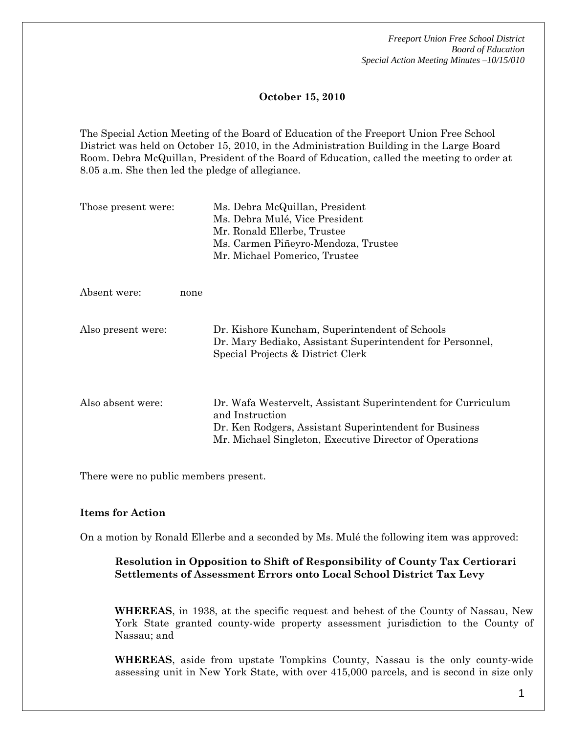**October 15, 2010**

The Special Action Meeting of the Board of Education of the Freeport Union Free School District was held on October 15, 2010, in the Administration Building in the Large Board Room. Debra McQuillan, President of the Board of Education, called the meeting to order at 8.05 a.m. She then led the pledge of allegiance.

Those present were:
- Ms. Debra McQuillan, President
- Ms. Debra Mulé, Vice President
- Mr. Ronald Ellerbe, Trustee
- Ms. Carmen Piñeyro-Mendoza, Trustee
- Mr. Michael Pomerico, Trustee

Absent were: none

Also present were:
- Dr. Kishore Kuncham, Superintendent of Schools
- Dr. Mary Bediako, Assistant Superintendent for Personnel, Special Projects & District Clerk

Also absent were:
- Dr. Wafa Westervelt, Assistant Superintendent for Curriculum and Instruction
- Dr. Ken Rodgers, Assistant Superintendent for Business
- Mr. Michael Singleton, Executive Director of Operations

There were no public members present.

**Items for Action**

On a motion by Ronald Ellerbe and a seconded by Ms. Mulé the following item was approved:

**Resolution in Opposition to Shift of Responsibility of County Tax Certiorari Settlements of Assessment Errors onto Local School District Tax Levy**

**WHEREAS**, in 1938, at the specific request and behest of the County of Nassau, New York State granted county-wide property assessment jurisdiction to the County of Nassau; and

**WHEREAS**, aside from upstate Tompkins County, Nassau is the only county-wide assessing unit in New York State, with over 415,000 parcels, and is second in size only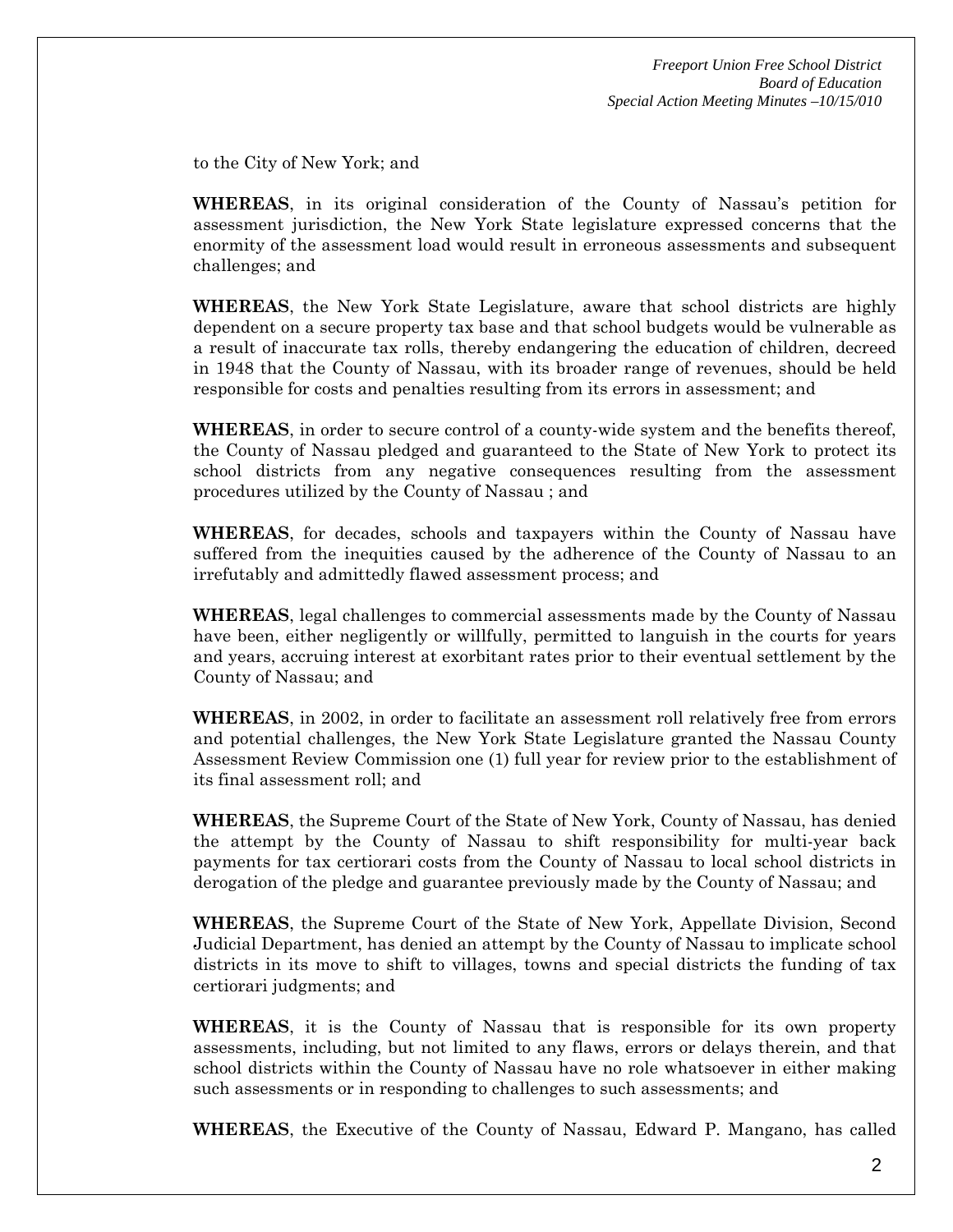to the City of New York; and

**WHEREAS**, in its original consideration of the County of Nassau's petition for assessment jurisdiction, the New York State legislature expressed concerns that the enormity of the assessment load would result in erroneous assessments and subsequent challenges; and

**WHEREAS**, the New York State Legislature, aware that school districts are highly dependent on a secure property tax base and that school budgets would be vulnerable as a result of inaccurate tax rolls, thereby endangering the education of children, decreed in 1948 that the County of Nassau, with its broader range of revenues, should be held responsible for costs and penalties resulting from its errors in assessment; and

**WHEREAS**, in order to secure control of a county-wide system and the benefits thereof, the County of Nassau pledged and guaranteed to the State of New York to protect its school districts from any negative consequences resulting from the assessment procedures utilized by the County of Nassau ; and

**WHEREAS**, for decades, schools and taxpayers within the County of Nassau have suffered from the inequities caused by the adherence of the County of Nassau to an irrefutably and admittedly flawed assessment process; and

**WHEREAS**, legal challenges to commercial assessments made by the County of Nassau have been, either negligently or willfully, permitted to languish in the courts for years and years, accruing interest at exorbitant rates prior to their eventual settlement by the County of Nassau; and

**WHEREAS**, in 2002, in order to facilitate an assessment roll relatively free from errors and potential challenges, the New York State Legislature granted the Nassau County Assessment Review Commission one (1) full year for review prior to the establishment of its final assessment roll; and

**WHEREAS**, the Supreme Court of the State of New York, County of Nassau, has denied the attempt by the County of Nassau to shift responsibility for multi-year back payments for tax certiorari costs from the County of Nassau to local school districts in derogation of the pledge and guarantee previously made by the County of Nassau; and

**WHEREAS**, the Supreme Court of the State of New York, Appellate Division, Second Judicial Department, has denied an attempt by the County of Nassau to implicate school districts in its move to shift to villages, towns and special districts the funding of tax certiorari judgments; and

**WHEREAS**, it is the County of Nassau that is responsible for its own property assessments, including, but not limited to any flaws, errors or delays therein, and that school districts within the County of Nassau have no role whatsoever in either making such assessments or in responding to challenges to such assessments; and

**WHEREAS**, the Executive of the County of Nassau, Edward P. Mangano, has called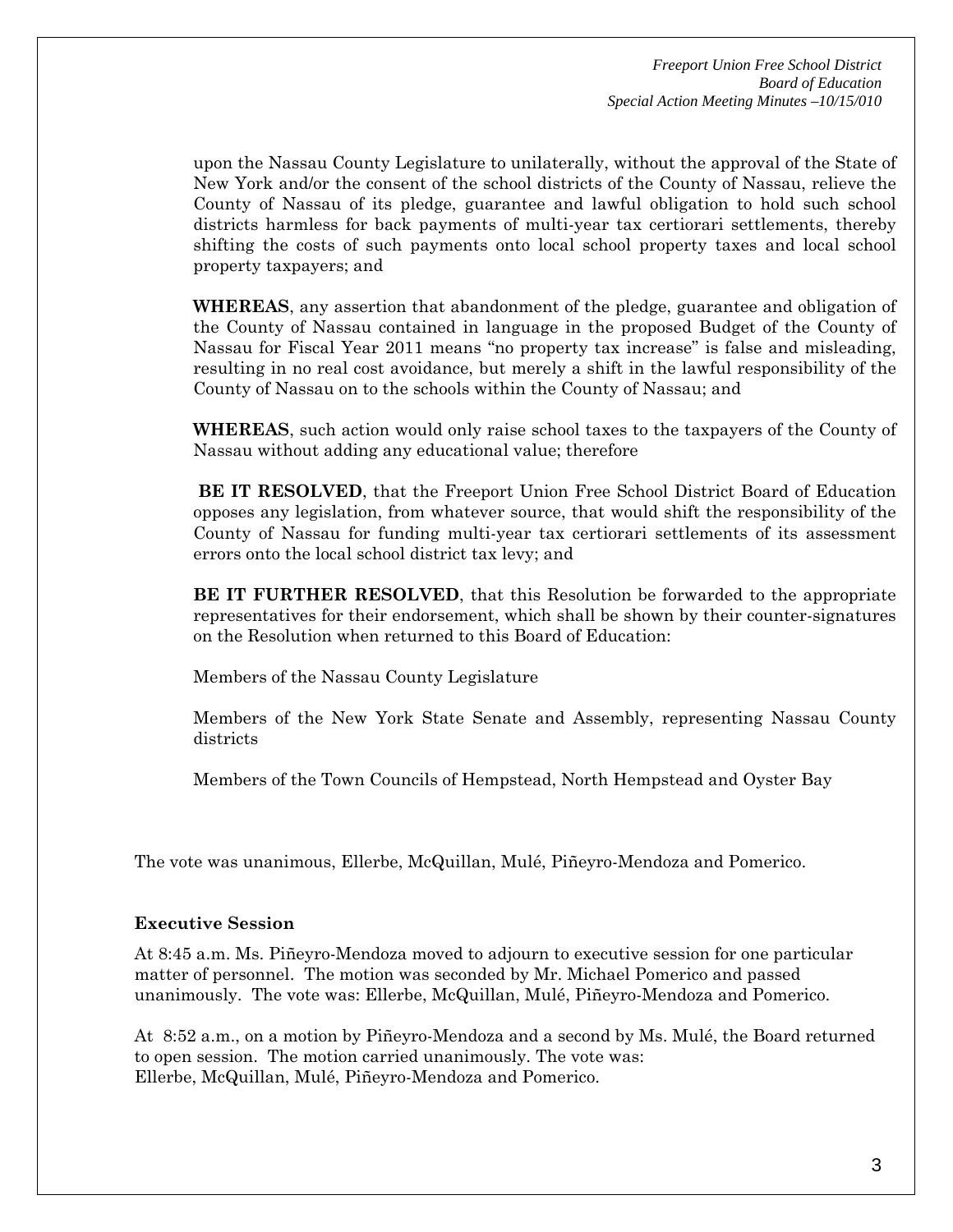upon the Nassau County Legislature to unilaterally, without the approval of the State of New York and/or the consent of the school districts of the County of Nassau, relieve the County of Nassau of its pledge, guarantee and lawful obligation to hold such school districts harmless for back payments of multi-year tax certiorari settlements, thereby shifting the costs of such payments onto local school property taxes and local school property taxpayers; and

**WHEREAS**, any assertion that abandonment of the pledge, guarantee and obligation of the County of Nassau contained in language in the proposed Budget of the County of Nassau for Fiscal Year 2011 means "no property tax increase" is false and misleading, resulting in no real cost avoidance, but merely a shift in the lawful responsibility of the County of Nassau on to the schools within the County of Nassau; and

**WHEREAS**, such action would only raise school taxes to the taxpayers of the County of Nassau without adding any educational value; therefore

**BE IT RESOLVED**, that the Freeport Union Free School District Board of Education opposes any legislation, from whatever source, that would shift the responsibility of the County of Nassau for funding multi-year tax certiorari settlements of its assessment errors onto the local school district tax levy; and

**BE IT FURTHER RESOLVED**, that this Resolution be forwarded to the appropriate representatives for their endorsement, which shall be shown by their counter-signatures on the Resolution when returned to this Board of Education:

Members of the Nassau County Legislature

Members of the New York State Senate and Assembly, representing Nassau County districts

Members of the Town Councils of Hempstead, North Hempstead and Oyster Bay

The vote was unanimous, Ellerbe, McQuillan, Mulé, Piñeyro-Mendoza and Pomerico.

**Executive Session**

At 8:45 a.m. Ms. Piñeyro-Mendoza moved to adjourn to executive session for one particular matter of personnel. The motion was seconded by Mr. Michael Pomerico and passed unanimously. The vote was: Ellerbe, McQuillan, Mulé, Piñeyro-Mendoza and Pomerico.

At 8:52 a.m., on a motion by Piñeyro-Mendoza and a second by Ms. Mulé, the Board returned to open session. The motion carried unanimously. The vote was:
Ellerbe, McQuillan, Mulé, Piñeyro-Mendoza and Pomerico.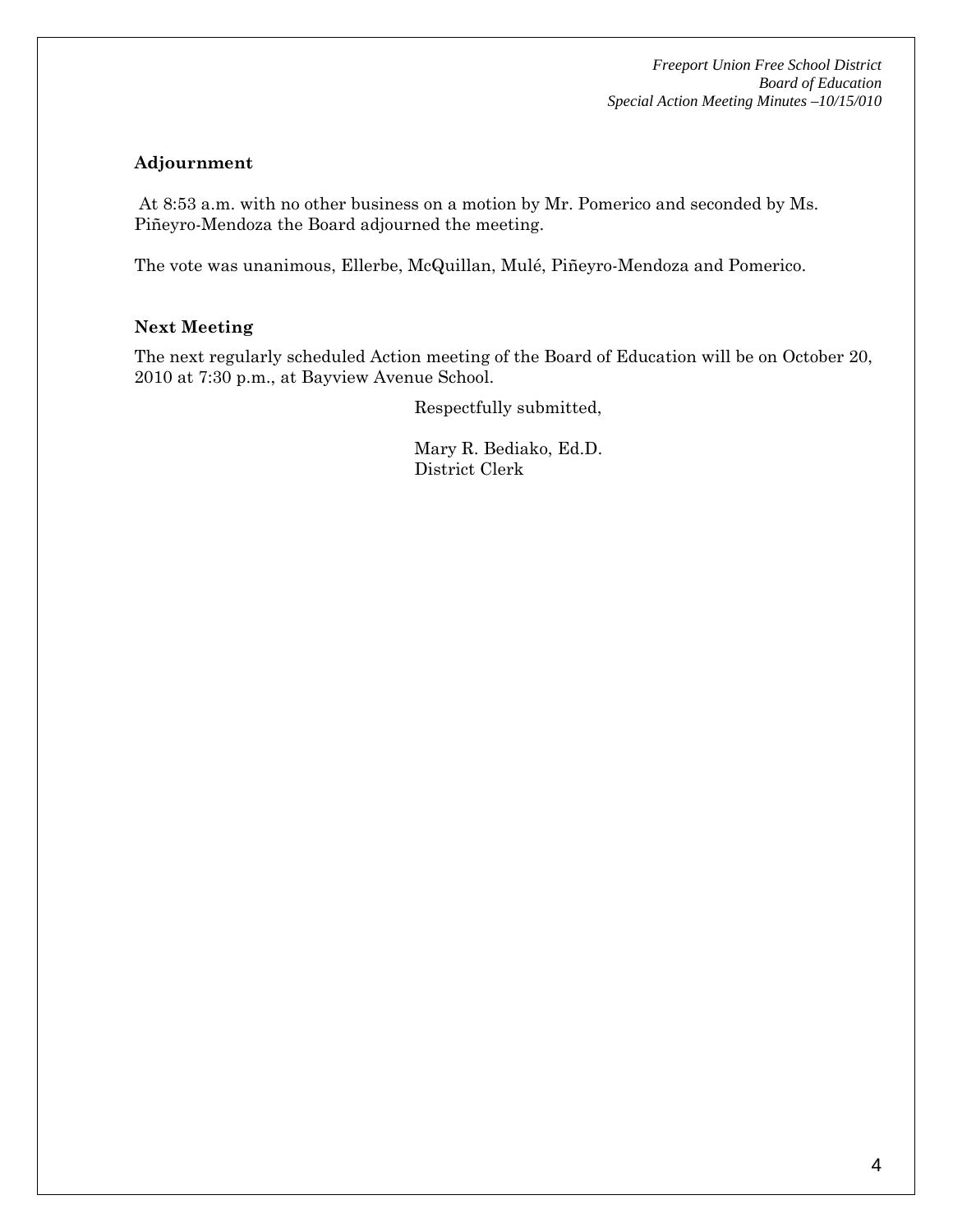**Adjournment**

At 8:53 a.m. with no other business on a motion by Mr. Pomerico and seconded by Ms. Piñeyro-Mendoza the Board adjourned the meeting.

The vote was unanimous, Ellerbe, McQuillan, Mulé, Piñeyro-Mendoza and Pomerico.

**Next Meeting**

The next regularly scheduled Action meeting of the Board of Education will be on October 20, 2010 at 7:30 p.m., at Bayview Avenue School.

Respectfully submitted,

Mary R. Bediako, Ed.D.
District Clerk